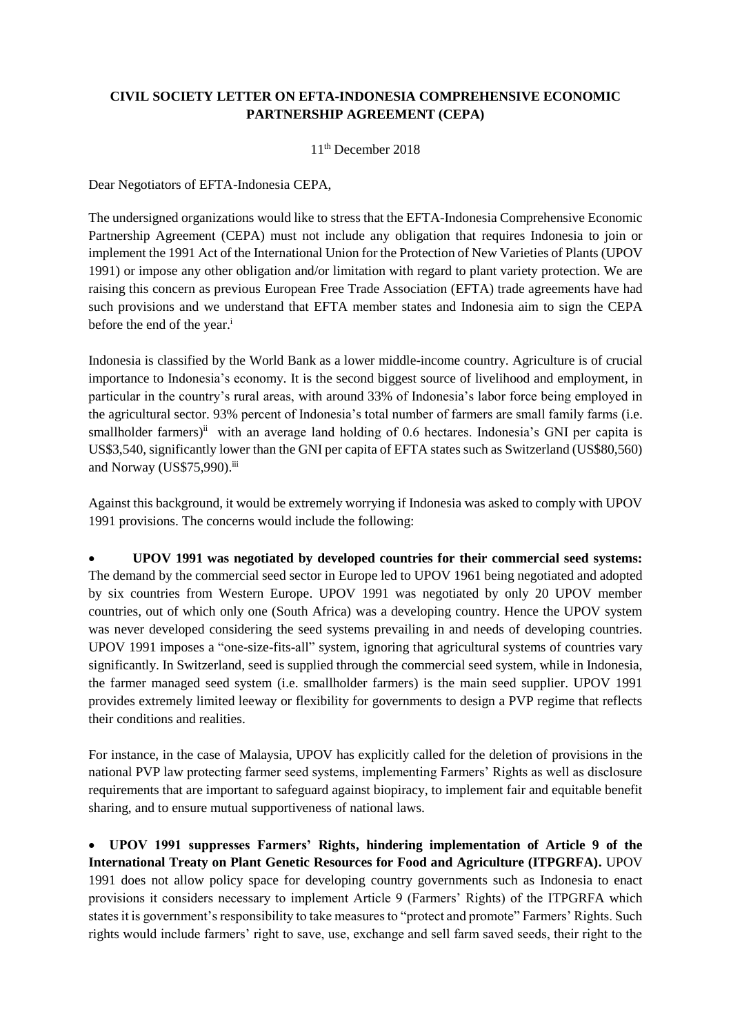**CIVIL SOCIETY LETTER ON EFTA-INDONESIA COMPREHENSIVE ECONOMIC PARTNERSHIP AGREEMENT (CEPA)**

11th December 2018

Dear Negotiators of EFTA-Indonesia CEPA,

The undersigned organizations would like to stress that the EFTA-Indonesia Comprehensive Economic Partnership Agreement (CEPA) must not include any obligation that requires Indonesia to join or implement the 1991 Act of the International Union for the Protection of New Varieties of Plants (UPOV 1991) or impose any other obligation and/or limitation with regard to plant variety protection. We are raising this concern as previous European Free Trade Association (EFTA) trade agreements have had such provisions and we understand that EFTA member states and Indonesia aim to sign the CEPA before the end of the year.[i]

Indonesia is classified by the World Bank as a lower middle-income country. Agriculture is of crucial importance to Indonesia's economy. It is the second biggest source of livelihood and employment, in particular in the country's rural areas, with around 33% of Indonesia's labor force being employed in the agricultural sector. 93% percent of Indonesia's total number of farmers are small family farms (i.e. smallholder farmers)[ii] with an average land holding of 0.6 hectares. Indonesia's GNI per capita is US$3,540, significantly lower than the GNI per capita of EFTA states such as Switzerland (US$80,560) and Norway (US$75,990).[iii]

Against this background, it would be extremely worrying if Indonesia was asked to comply with UPOV 1991 provisions. The concerns would include the following:

- **UPOV 1991 was negotiated by developed countries for their commercial seed systems:** The demand by the commercial seed sector in Europe led to UPOV 1961 being negotiated and adopted by six countries from Western Europe. UPOV 1991 was negotiated by only 20 UPOV member countries, out of which only one (South Africa) was a developing country. Hence the UPOV system was never developed considering the seed systems prevailing in and needs of developing countries. UPOV 1991 imposes a "one-size-fits-all" system, ignoring that agricultural systems of countries vary significantly. In Switzerland, seed is supplied through the commercial seed system, while in Indonesia, the farmer managed seed system (i.e. smallholder farmers) is the main seed supplier. UPOV 1991 provides extremely limited leeway or flexibility for governments to design a PVP regime that reflects their conditions and realities.

  For instance, in the case of Malaysia, UPOV has explicitly called for the deletion of provisions in the national PVP law protecting farmer seed systems, implementing Farmers' Rights as well as disclosure requirements that are important to safeguard against biopiracy, to implement fair and equitable benefit sharing, and to ensure mutual supportiveness of national laws.

- **UPOV 1991 suppresses Farmers' Rights, hindering implementation of Article 9 of the International Treaty on Plant Genetic Resources for Food and Agriculture (ITPGRFA).** UPOV 1991 does not allow policy space for developing country governments such as Indonesia to enact provisions it considers necessary to implement Article 9 (Farmers' Rights) of the ITPGRFA which states it is government's responsibility to take measures to "protect and promote" Farmers' Rights. Such rights would include farmers' right to save, use, exchange and sell farm saved seeds, their right to the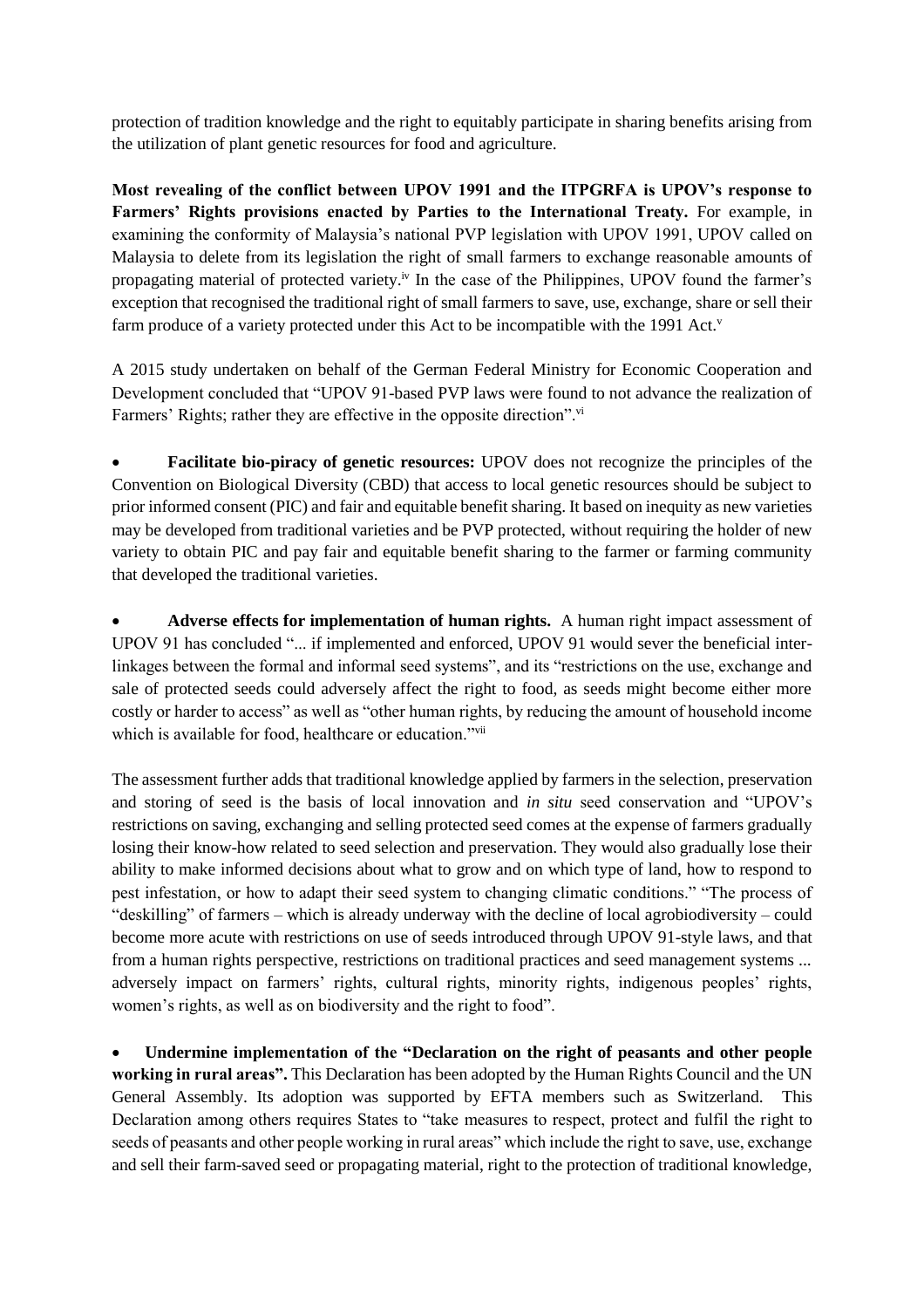protection of tradition knowledge and the right to equitably participate in sharing benefits arising from the utilization of plant genetic resources for food and agriculture.

**Most revealing of the conflict between UPOV 1991 and the ITPGRFA is UPOV's response to Farmers' Rights provisions enacted by Parties to the International Treaty.** For example, in examining the conformity of Malaysia's national PVP legislation with UPOV 1991, UPOV called on Malaysia to delete from its legislation the right of small farmers to exchange reasonable amounts of propagating material of protected variety.[iv] In the case of the Philippines, UPOV found the farmer's exception that recognised the traditional right of small farmers to save, use, exchange, share or sell their farm produce of a variety protected under this Act to be incompatible with the 1991 Act.[v]

A 2015 study undertaken on behalf of the German Federal Ministry for Economic Cooperation and Development concluded that "UPOV 91-based PVP laws were found to not advance the realization of Farmers' Rights; rather they are effective in the opposite direction".[vi]

- **Facilitate bio-piracy of genetic resources:** UPOV does not recognize the principles of the Convention on Biological Diversity (CBD) that access to local genetic resources should be subject to prior informed consent (PIC) and fair and equitable benefit sharing. It based on inequity as new varieties may be developed from traditional varieties and be PVP protected, without requiring the holder of new variety to obtain PIC and pay fair and equitable benefit sharing to the farmer or farming community that developed the traditional varieties.

- **Adverse effects for implementation of human rights.** A human right impact assessment of UPOV 91 has concluded "... if implemented and enforced, UPOV 91 would sever the beneficial inter-linkages between the formal and informal seed systems", and its "restrictions on the use, exchange and sale of protected seeds could adversely affect the right to food, as seeds might become either more costly or harder to access" as well as "other human rights, by reducing the amount of household income which is available for food, healthcare or education."[vii]

The assessment further adds that traditional knowledge applied by farmers in the selection, preservation and storing of seed is the basis of local innovation and *in situ* seed conservation and "UPOV's restrictions on saving, exchanging and selling protected seed comes at the expense of farmers gradually losing their know-how related to seed selection and preservation. They would also gradually lose their ability to make informed decisions about what to grow and on which type of land, how to respond to pest infestation, or how to adapt their seed system to changing climatic conditions." "The process of "deskilling" of farmers – which is already underway with the decline of local agrobiodiversity – could become more acute with restrictions on use of seeds introduced through UPOV 91-style laws, and that from a human rights perspective, restrictions on traditional practices and seed management systems ... adversely impact on farmers' rights, cultural rights, minority rights, indigenous peoples' rights, women's rights, as well as on biodiversity and the right to food".

- **Undermine implementation of the "Declaration on the right of peasants and other people working in rural areas".** This Declaration has been adopted by the Human Rights Council and the UN General Assembly. Its adoption was supported by EFTA members such as Switzerland. This Declaration among others requires States to "take measures to respect, protect and fulfil the right to seeds of peasants and other people working in rural areas" which include the right to save, use, exchange and sell their farm-saved seed or propagating material, right to the protection of traditional knowledge,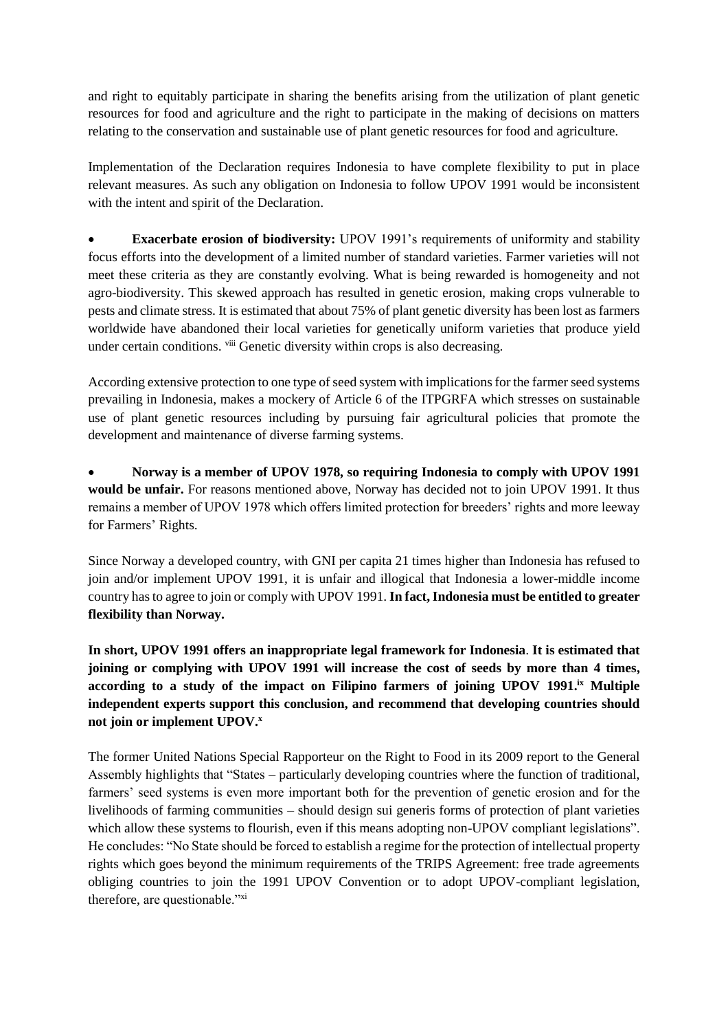and right to equitably participate in sharing the benefits arising from the utilization of plant genetic resources for food and agriculture and the right to participate in the making of decisions on matters relating to the conservation and sustainable use of plant genetic resources for food and agriculture.

Implementation of the Declaration requires Indonesia to have complete flexibility to put in place relevant measures. As such any obligation on Indonesia to follow UPOV 1991 would be inconsistent with the intent and spirit of the Declaration.

- **Exacerbate erosion of biodiversity:** UPOV 1991's requirements of uniformity and stability focus efforts into the development of a limited number of standard varieties. Farmer varieties will not meet these criteria as they are constantly evolving. What is being rewarded is homogeneity and not agro-biodiversity. This skewed approach has resulted in genetic erosion, making crops vulnerable to pests and climate stress. It is estimated that about 75% of plant genetic diversity has been lost as farmers worldwide have abandoned their local varieties for genetically uniform varieties that produce yield under certain conditions. [viii] Genetic diversity within crops is also decreasing.

According extensive protection to one type of seed system with implications for the farmer seed systems prevailing in Indonesia, makes a mockery of Article 6 of the ITPGRFA which stresses on sustainable use of plant genetic resources including by pursuing fair agricultural policies that promote the development and maintenance of diverse farming systems.

- **Norway is a member of UPOV 1978, so requiring Indonesia to comply with UPOV 1991 would be unfair.** For reasons mentioned above, Norway has decided not to join UPOV 1991. It thus remains a member of UPOV 1978 which offers limited protection for breeders' rights and more leeway for Farmers' Rights.

Since Norway a developed country, with GNI per capita 21 times higher than Indonesia has refused to join and/or implement UPOV 1991, it is unfair and illogical that Indonesia a lower-middle income country has to agree to join or comply with UPOV 1991. **In fact, Indonesia must be entitled to greater flexibility than Norway.**

**In short, UPOV 1991 offers an inappropriate legal framework for Indonesia**. **It is estimated that joining or complying with UPOV 1991 will increase the cost of seeds by more than 4 times, according to a study of the impact on Filipino farmers of joining UPOV 1991.[ix] Multiple independent experts support this conclusion, and recommend that developing countries should not join or implement UPOV.[x]**

The former United Nations Special Rapporteur on the Right to Food in its 2009 report to the General Assembly highlights that "States – particularly developing countries where the function of traditional, farmers' seed systems is even more important both for the prevention of genetic erosion and for the livelihoods of farming communities – should design sui generis forms of protection of plant varieties which allow these systems to flourish, even if this means adopting non-UPOV compliant legislations". He concludes: "No State should be forced to establish a regime for the protection of intellectual property rights which goes beyond the minimum requirements of the TRIPS Agreement: free trade agreements obliging countries to join the 1991 UPOV Convention or to adopt UPOV-compliant legislation, therefore, are questionable."[xi]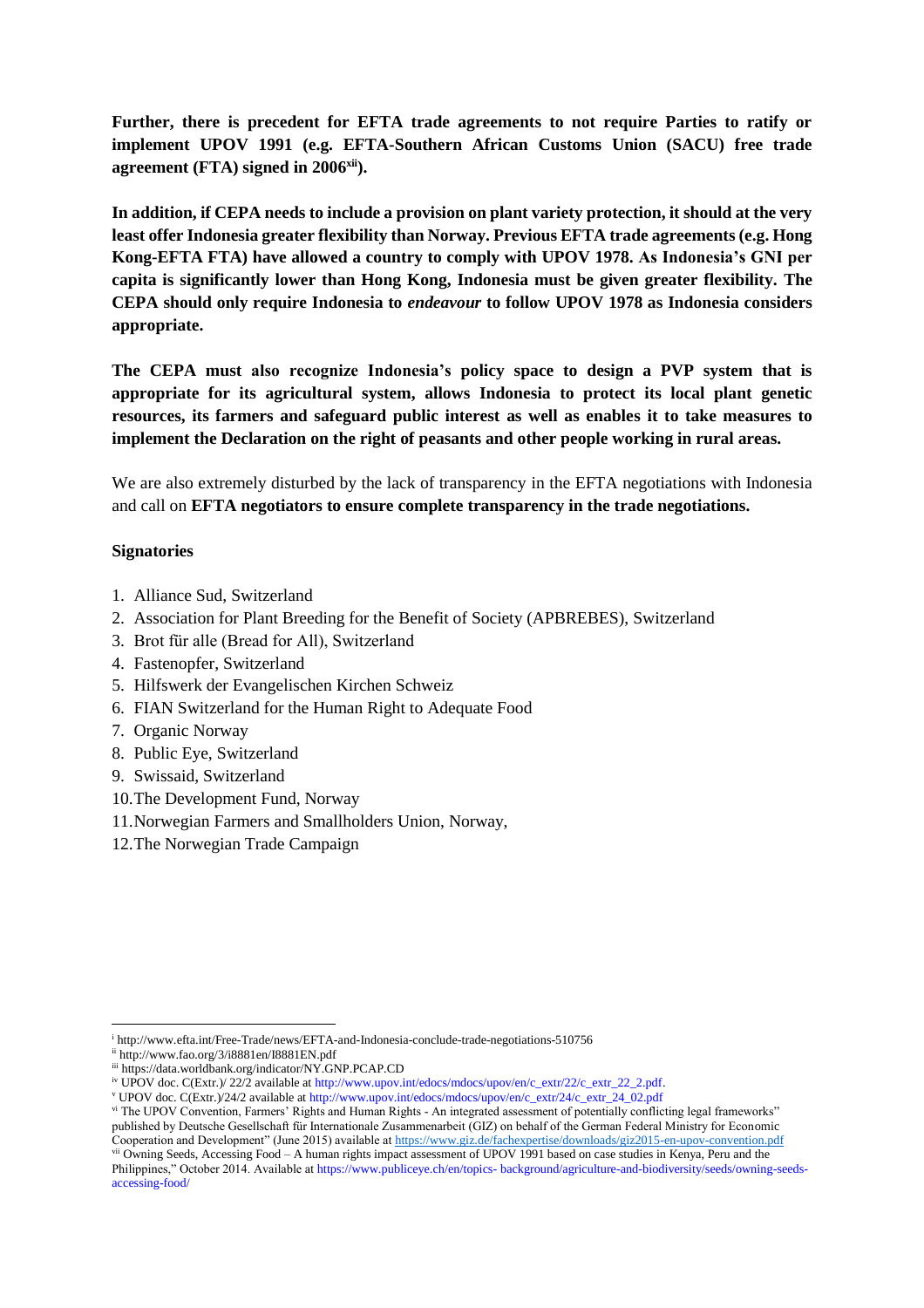**Further, there is precedent for EFTA trade agreements to not require Parties to ratify or implement UPOV 1991 (e.g. EFTA-Southern African Customs Union (SACU) free trade agreement (FTA) signed in 2006[xii]).**

**In addition, if CEPA needs to include a provision on plant variety protection, it should at the very least offer Indonesia greater flexibility than Norway. Previous EFTA trade agreements (e.g. Hong Kong-EFTA FTA) have allowed a country to comply with UPOV 1978. As Indonesia's GNI per capita is significantly lower than Hong Kong, Indonesia must be given greater flexibility. The CEPA should only require Indonesia to *endeavour* to follow UPOV 1978 as Indonesia considers appropriate.**

**The CEPA must also recognize Indonesia's policy space to design a PVP system that is appropriate for its agricultural system, allows Indonesia to protect its local plant genetic resources, its farmers and safeguard public interest as well as enables it to take measures to implement the Declaration on the right of peasants and other people working in rural areas.**

We are also extremely disturbed by the lack of transparency in the EFTA negotiations with Indonesia and call on **EFTA negotiators to ensure complete transparency in the trade negotiations.**

**Signatories**

1. Alliance Sud, Switzerland
2. Association for Plant Breeding for the Benefit of Society (APBREBES), Switzerland
3. Brot für alle (Bread for All), Switzerland
4. Fastenopfer, Switzerland
5. Hilfswerk der Evangelischen Kirchen Schweiz
6. FIAN Switzerland for the Human Right to Adequate Food
7. Organic Norway
8. Public Eye, Switzerland
9. Swissaid, Switzerland
10. The Development Fund, Norway
11. Norwegian Farmers and Smallholders Union, Norway,
12. The Norwegian Trade Campaign

---

[i] http://www.efta.int/Free-Trade/news/EFTA-and-Indonesia-conclude-trade-negotiations-510756

[ii] http://www.fao.org/3/i8881en/I8881EN.pdf

[iii] https://data.worldbank.org/indicator/NY.GNP.PCAP.CD

[iv] UPOV doc. C(Extr.)/ 22/2 available at http://www.upov.int/edocs/mdocs/upov/en/c_extr/22/c_extr_22_2.pdf.

[v] UPOV doc. C(Extr.)/24/2 available at http://www.upov.int/edocs/mdocs/upov/en/c_extr/24/c_extr_24_02.pdf

[vi] The UPOV Convention, Farmers' Rights and Human Rights - An integrated assessment of potentially conflicting legal frameworks" published by Deutsche Gesellschaft für Internationale Zusammenarbeit (GIZ) on behalf of the German Federal Ministry for Economic Cooperation and Development" (June 2015) available at https://www.giz.de/fachexpertise/downloads/giz2015-en-upov-convention.pdf

[vii] Owning Seeds, Accessing Food – A human rights impact assessment of UPOV 1991 based on case studies in Kenya, Peru and the Philippines," October 2014. Available at https://www.publiceye.ch/en/topics- background/agriculture-and-biodiversity/seeds/owning-seeds-accessing-food/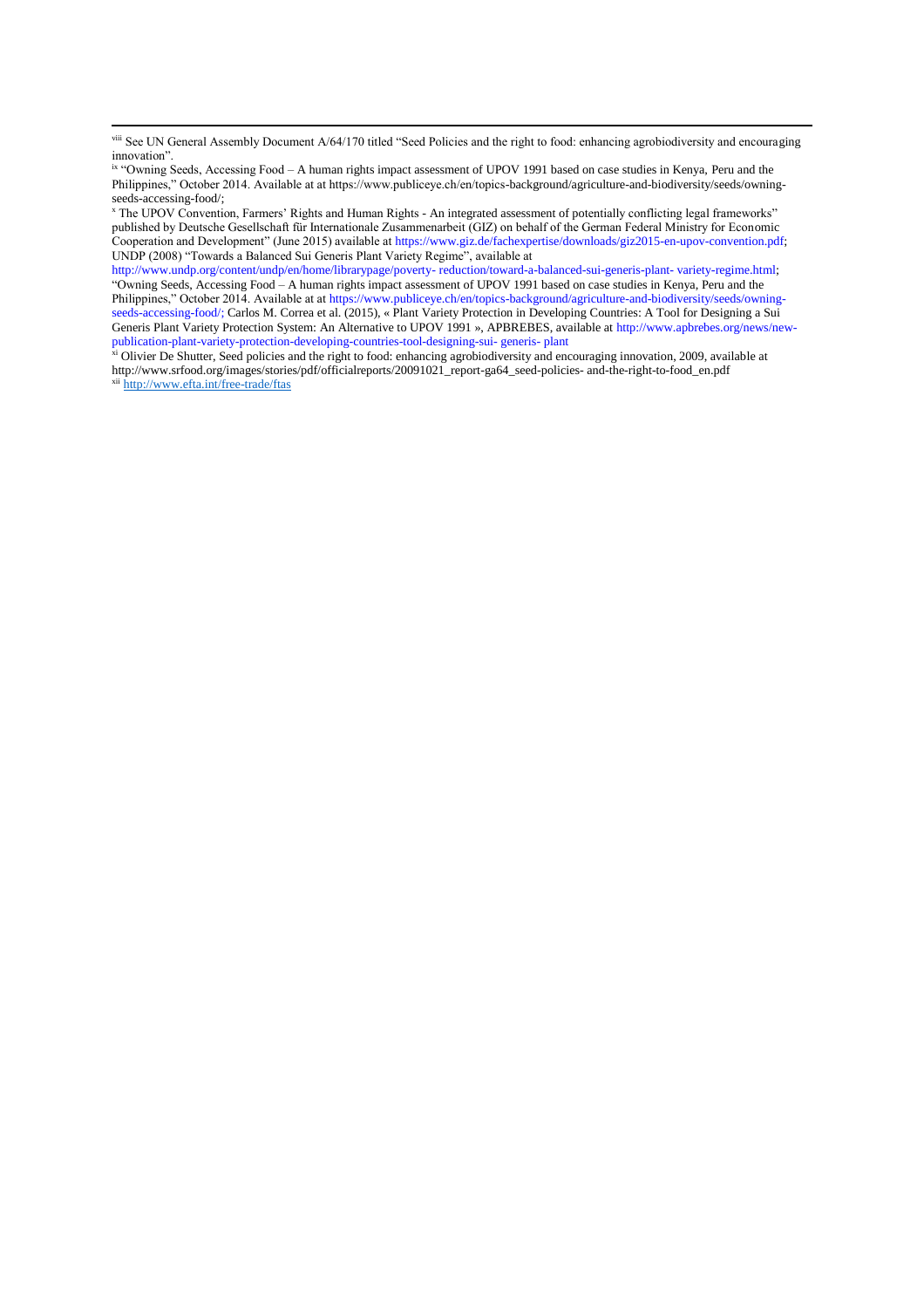[viii] See UN General Assembly Document A/64/170 titled "Seed Policies and the right to food: enhancing agrobiodiversity and encouraging innovation".

[ix] "Owning Seeds, Accessing Food – A human rights impact assessment of UPOV 1991 based on case studies in Kenya, Peru and the Philippines," October 2014. Available at at https://www.publiceye.ch/en/topics-background/agriculture-and-biodiversity/seeds/owning-seeds-accessing-food/;

[x] The UPOV Convention, Farmers' Rights and Human Rights - An integrated assessment of potentially conflicting legal frameworks" published by Deutsche Gesellschaft für Internationale Zusammenarbeit (GIZ) on behalf of the German Federal Ministry for Economic Cooperation and Development" (June 2015) available at https://www.giz.de/fachexpertise/downloads/giz2015-en-upov-convention.pdf; UNDP (2008) "Towards a Balanced Sui Generis Plant Variety Regime", available at http://www.undp.org/content/undp/en/home/librarypage/poverty- reduction/toward-a-balanced-sui-generis-plant- variety-regime.html; "Owning Seeds, Accessing Food – A human rights impact assessment of UPOV 1991 based on case studies in Kenya, Peru and the Philippines," October 2014. Available at at https://www.publiceye.ch/en/topics-background/agriculture-and-biodiversity/seeds/owning-seeds-accessing-food/; Carlos M. Correa et al. (2015), « Plant Variety Protection in Developing Countries: A Tool for Designing a Sui Generis Plant Variety Protection System: An Alternative to UPOV 1991 », APBREBES, available at http://www.apbrebes.org/news/new-publication-plant-variety-protection-developing-countries-tool-designing-sui- generis- plant

[xi] Olivier De Shutter, Seed policies and the right to food: enhancing agrobiodiversity and encouraging innovation, 2009, available at http://www.srfood.org/images/stories/pdf/officialreports/20091021_report-ga64_seed-policies- and-the-right-to-food_en.pdf

[xii] http://www.efta.int/free-trade/ftas